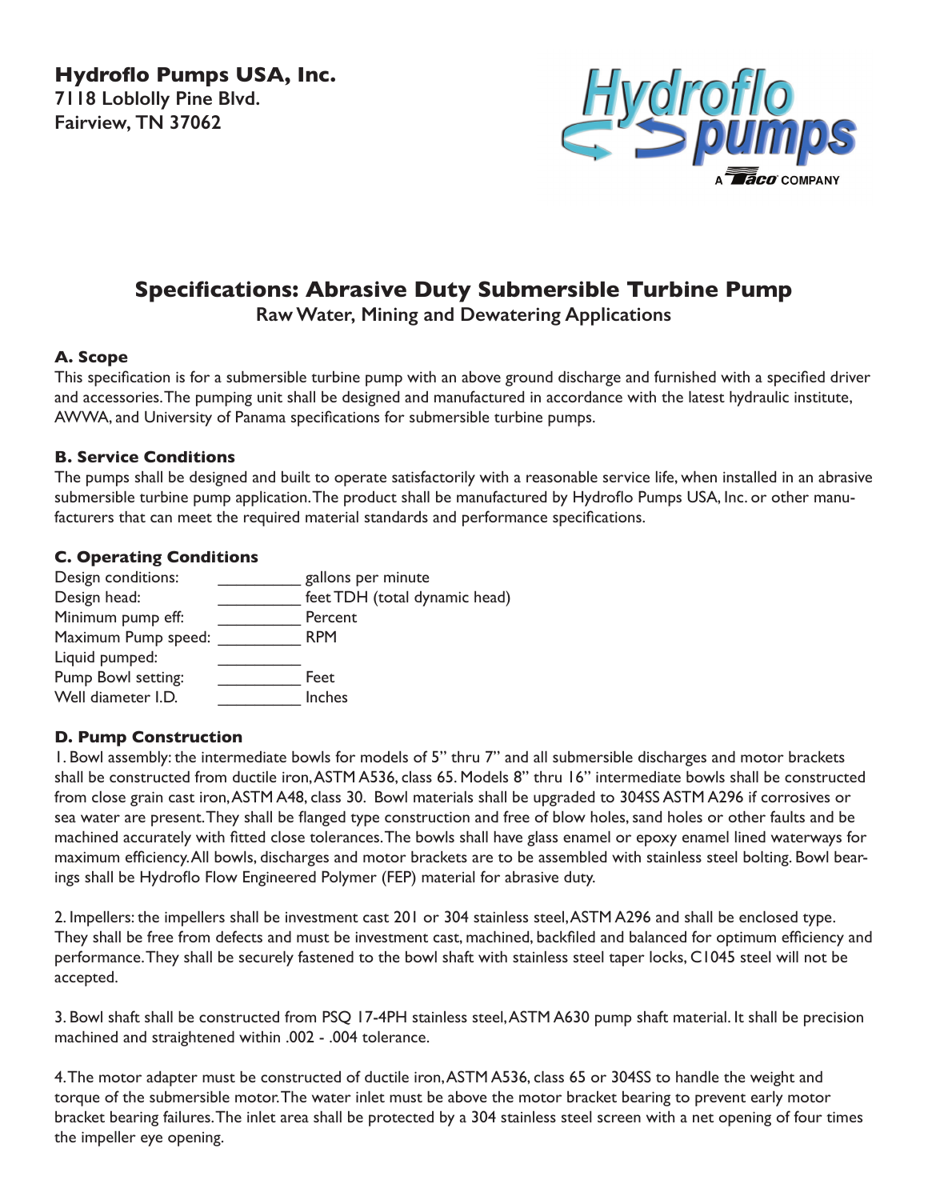**Hydroflo Pumps USA, Inc.**
**7118 Loblolly Pine Blvd.**
**Fairview, TN 37062**

Hydroflo pumps
A Taco COMPANY

# Specifications: Abrasive Duty Submersible Turbine Pump

## Raw Water, Mining and Dewatering Applications

### A. Scope

This specification is for a submersible turbine pump with an above ground discharge and furnished with a specified driver and accessories. The pumping unit shall be designed and manufactured in accordance with the latest hydraulic institute, AWWA, and University of Panama specifications for submersible turbine pumps.

### B. Service Conditions

The pumps shall be designed and built to operate satisfactorily with a reasonable service life, when installed in an abrasive submersible turbine pump application. The product shall be manufactured by Hydroflo Pumps USA, Inc. or other manufacturers that can meet the required material standards and performance specifications.

### C. Operating Conditions

Design conditions: __________ gallons per minute
Design head: __________ feet TDH (total dynamic head)
Minimum pump eff: __________ Percent
Maximum Pump speed: __________ RPM
Liquid pumped: __________
Pump Bowl setting: __________ Feet
Well diameter I.D. __________ Inches

### D. Pump Construction

1. Bowl assembly: the intermediate bowls for models of 5" thru 7" and all submersible discharges and motor brackets shall be constructed from ductile iron, ASTM A536, class 65. Models 8" thru 16" intermediate bowls shall be constructed from close grain cast iron, ASTM A48, class 30. Bowl materials shall be upgraded to 304SS ASTM A296 if corrosives or sea water are present. They shall be flanged type construction and free of blow holes, sand holes or other faults and be machined accurately with fitted close tolerances. The bowls shall have glass enamel or epoxy enamel lined waterways for maximum efficiency. All bowls, discharges and motor brackets are to be assembled with stainless steel bolting. Bowl bearings shall be Hydroflo Flow Engineered Polymer (FEP) material for abrasive duty.

2. Impellers: the impellers shall be investment cast 201 or 304 stainless steel, ASTM A296 and shall be enclosed type. They shall be free from defects and must be investment cast, machined, backfiled and balanced for optimum efficiency and performance. They shall be securely fastened to the bowl shaft with stainless steel taper locks, C1045 steel will not be accepted.

3. Bowl shaft shall be constructed from PSQ 17-4PH stainless steel, ASTM A630 pump shaft material. It shall be precision machined and straightened within .002 - .004 tolerance.

4. The motor adapter must be constructed of ductile iron, ASTM A536, class 65 or 304SS to handle the weight and torque of the submersible motor. The water inlet must be above the motor bracket bearing to prevent early motor bracket bearing failures. The inlet area shall be protected by a 304 stainless steel screen with a net opening of four times the impeller eye opening.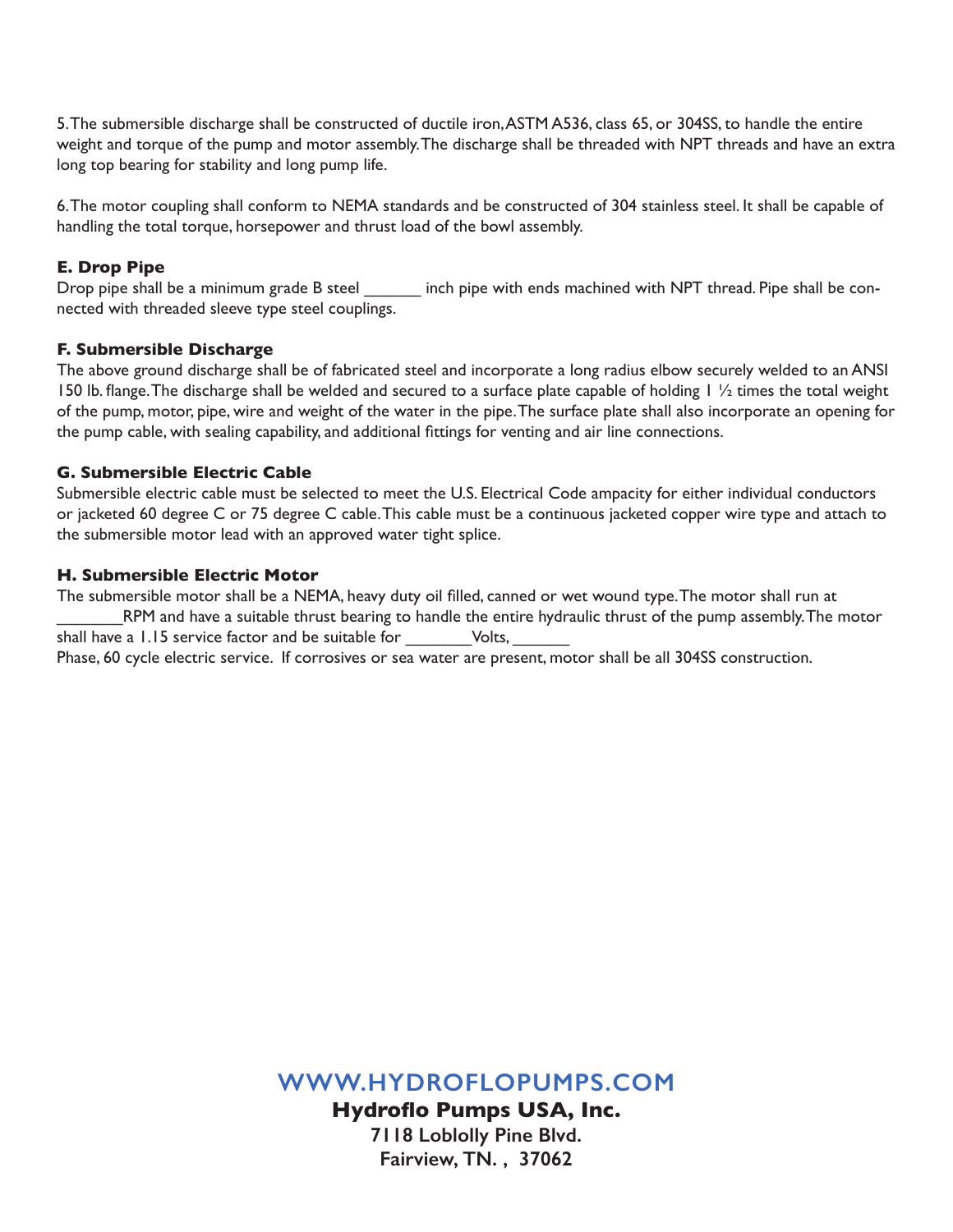5. The submersible discharge shall be constructed of ductile iron, ASTM A536, class 65, or 304SS, to handle the entire weight and torque of the pump and motor assembly. The discharge shall be threaded with NPT threads and have an extra long top bearing for stability and long pump life.

6. The motor coupling shall conform to NEMA standards and be constructed of 304 stainless steel. It shall be capable of handling the total torque, horsepower and thrust load of the bowl assembly.

### E. Drop Pipe

Drop pipe shall be a minimum grade B steel ______ inch pipe with ends machined with NPT thread. Pipe shall be connected with threaded sleeve type steel couplings.

### F. Submersible Discharge

The above ground discharge shall be of fabricated steel and incorporate a long radius elbow securely welded to an ANSI 150 lb. flange. The discharge shall be welded and secured to a surface plate capable of holding 1 ½ times the total weight of the pump, motor, pipe, wire and weight of the water in the pipe. The surface plate shall also incorporate an opening for the pump cable, with sealing capability, and additional fittings for venting and air line connections.

### G. Submersible Electric Cable

Submersible electric cable must be selected to meet the U.S. Electrical Code ampacity for either individual conductors or jacketed 60 degree C or 75 degree C cable. This cable must be a continuous jacketed copper wire type and attach to the submersible motor lead with an approved water tight splice.

### H. Submersible Electric Motor

The submersible motor shall be a NEMA, heavy duty oil filled, canned or wet wound type. The motor shall run at _______RPM and have a suitable thrust bearing to handle the entire hydraulic thrust of the pump assembly. The motor shall have a 1.15 service factor and be suitable for _______Volts, ______ Phase, 60 cycle electric service. If corrosives or sea water are present, motor shall be all 304SS construction.

**WWW.HYDROFLOPUMPS.COM**

**Hydroflo Pumps USA, Inc.**

**7118 Loblolly Pine Blvd.**

**Fairview, TN. , 37062**